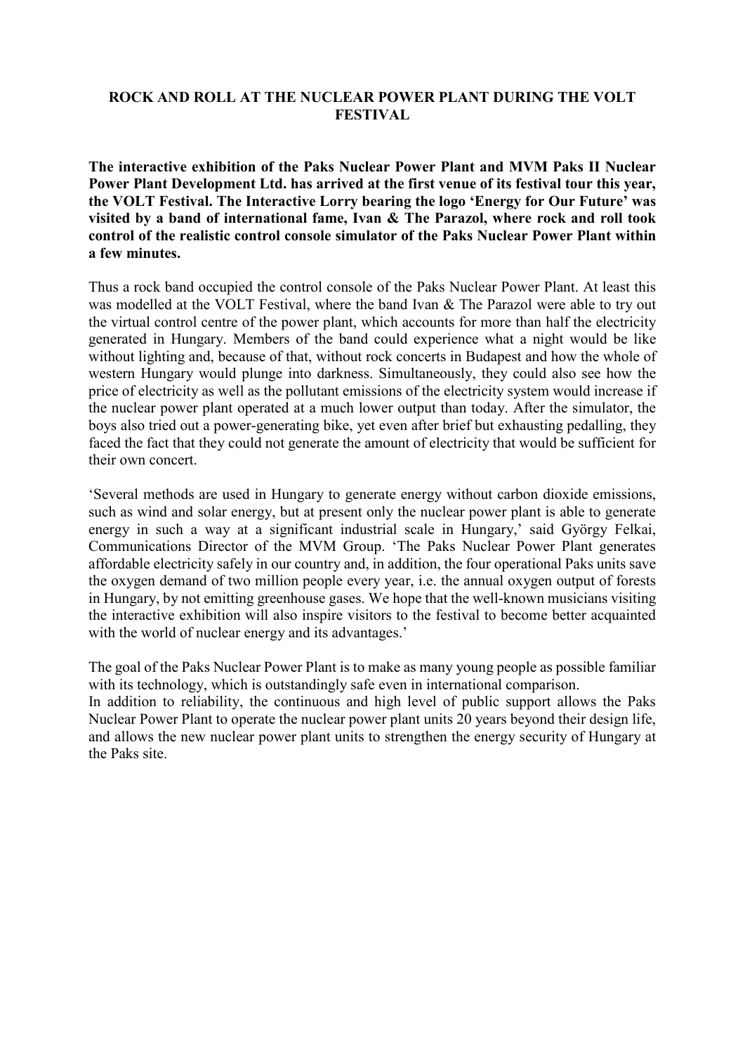# ROCK AND ROLL AT THE NUCLEAR POWER PLANT DURING THE VOLT FESTIVAL

**The interactive exhibition of the Paks Nuclear Power Plant and MVM Paks II Nuclear Power Plant Development Ltd. has arrived at the first venue of its festival tour this year, the VOLT Festival. The Interactive Lorry bearing the logo 'Energy for Our Future' was visited by a band of international fame, Ivan & The Parazol, where rock and roll took control of the realistic control console simulator of the Paks Nuclear Power Plant within a few minutes.**

Thus a rock band occupied the control console of the Paks Nuclear Power Plant. At least this was modelled at the VOLT Festival, where the band Ivan & The Parazol were able to try out the virtual control centre of the power plant, which accounts for more than half the electricity generated in Hungary. Members of the band could experience what a night would be like without lighting and, because of that, without rock concerts in Budapest and how the whole of western Hungary would plunge into darkness. Simultaneously, they could also see how the price of electricity as well as the pollutant emissions of the electricity system would increase if the nuclear power plant operated at a much lower output than today. After the simulator, the boys also tried out a power-generating bike, yet even after brief but exhausting pedalling, they faced the fact that they could not generate the amount of electricity that would be sufficient for their own concert.

'Several methods are used in Hungary to generate energy without carbon dioxide emissions, such as wind and solar energy, but at present only the nuclear power plant is able to generate energy in such a way at a significant industrial scale in Hungary,' said György Felkai, Communications Director of the MVM Group. 'The Paks Nuclear Power Plant generates affordable electricity safely in our country and, in addition, the four operational Paks units save the oxygen demand of two million people every year, i.e. the annual oxygen output of forests in Hungary, by not emitting greenhouse gases. We hope that the well-known musicians visiting the interactive exhibition will also inspire visitors to the festival to become better acquainted with the world of nuclear energy and its advantages.'

The goal of the Paks Nuclear Power Plant is to make as many young people as possible familiar with its technology, which is outstandingly safe even in international comparison.

In addition to reliability, the continuous and high level of public support allows the Paks Nuclear Power Plant to operate the nuclear power plant units 20 years beyond their design life, and allows the new nuclear power plant units to strengthen the energy security of Hungary at the Paks site.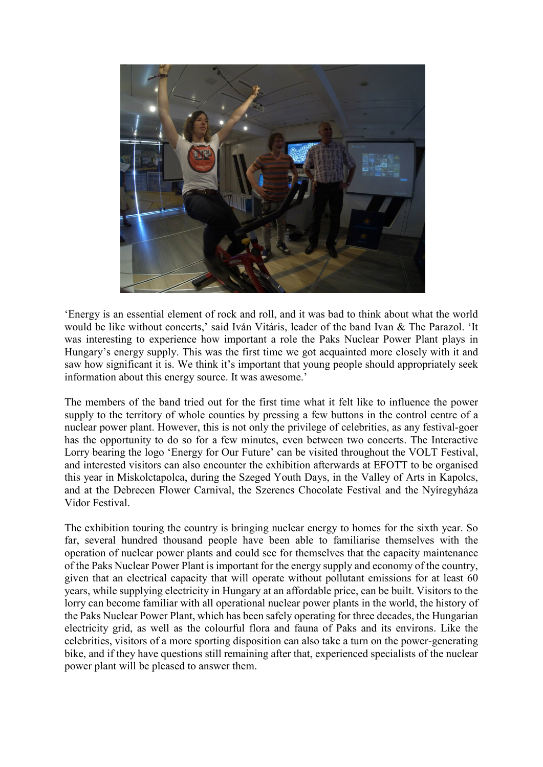'Energy is an essential element of rock and roll, and it was bad to think about what the world would be like without concerts,' said Iván Vitáris, leader of the band Ivan & The Parazol. 'It was interesting to experience how important a role the Paks Nuclear Power Plant plays in Hungary's energy supply. This was the first time we got acquainted more closely with it and saw how significant it is. We think it's important that young people should appropriately seek information about this energy source. It was awesome.'

The members of the band tried out for the first time what it felt like to influence the power supply to the territory of whole counties by pressing a few buttons in the control centre of a nuclear power plant. However, this is not only the privilege of celebrities, as any festival-goer has the opportunity to do so for a few minutes, even between two concerts. The Interactive Lorry bearing the logo 'Energy for Our Future' can be visited throughout the VOLT Festival, and interested visitors can also encounter the exhibition afterwards at EFOTT to be organised this year in Miskolctapolca, during the Szeged Youth Days, in the Valley of Arts in Kapolcs, and at the Debrecen Flower Carnival, the Szerencs Chocolate Festival and the Nyíregyháza Vidor Festival.

The exhibition touring the country is bringing nuclear energy to homes for the sixth year. So far, several hundred thousand people have been able to familiarise themselves with the operation of nuclear power plants and could see for themselves that the capacity maintenance of the Paks Nuclear Power Plant is important for the energy supply and economy of the country, given that an electrical capacity that will operate without pollutant emissions for at least 60 years, while supplying electricity in Hungary at an affordable price, can be built. Visitors to the lorry can become familiar with all operational nuclear power plants in the world, the history of the Paks Nuclear Power Plant, which has been safely operating for three decades, the Hungarian electricity grid, as well as the colourful flora and fauna of Paks and its environs. Like the celebrities, visitors of a more sporting disposition can also take a turn on the power-generating bike, and if they have questions still remaining after that, experienced specialists of the nuclear power plant will be pleased to answer them.